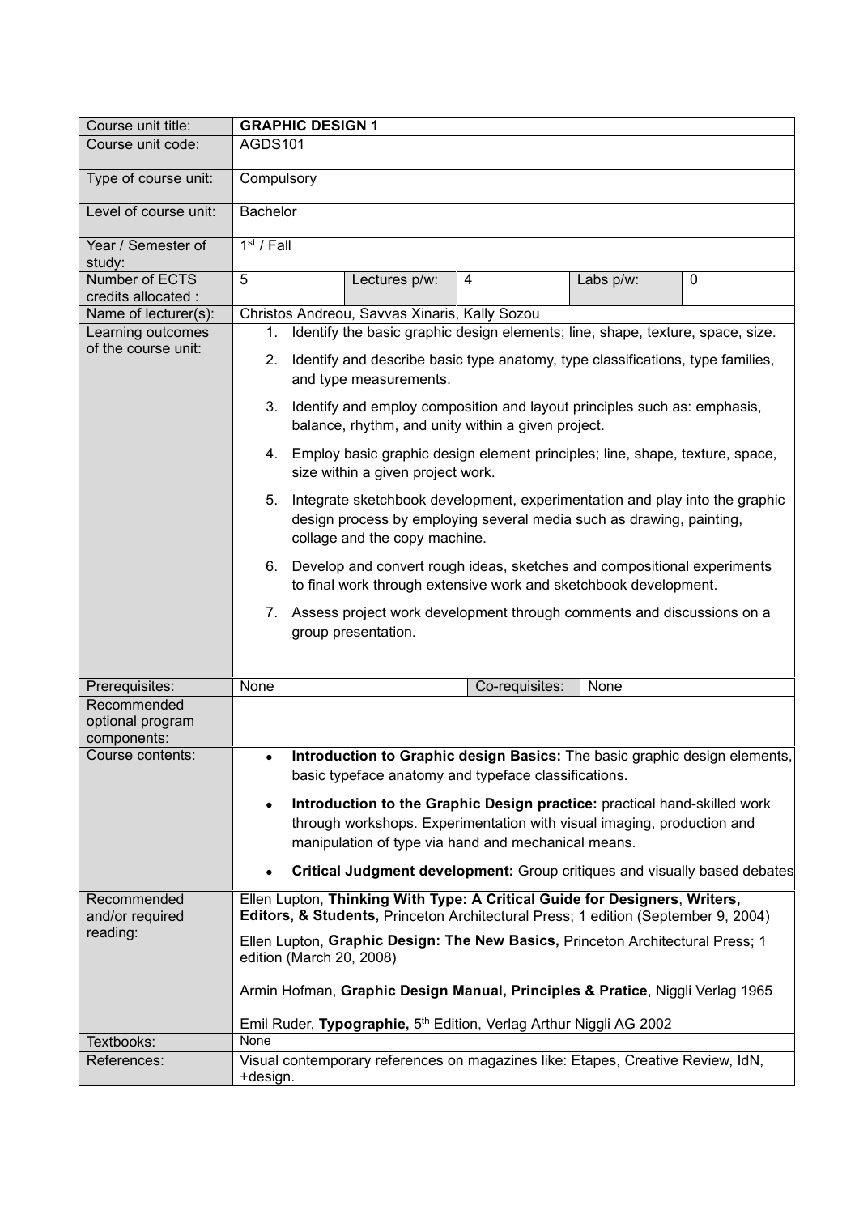| Course unit title: | **GRAPHIC DESIGN 1** | | | | |
|---|---|---|---|---|---|
| Course unit code: | AGDS101 | | | | |
| Type of course unit: | Compulsory | | | | |
| Level of course unit: | Bachelor | | | | |
| Year / Semester of study: | 1st / Fall | | | | |
| Number of ECTS credits allocated : | 5 | Lectures p/w: | 4 | Labs p/w: | 0 |
| Name of lecturer(s): | Christos Andreou, Savvas Xinaris, Kally Sozou | | | | |
| Learning outcomes of the course unit: | 1. Identify the basic graphic design elements; line, shape, texture, space, size.<br>2. Identify and describe basic type anatomy, type classifications, type families, and type measurements.<br>3. Identify and employ composition and layout principles such as: emphasis, balance, rhythm, and unity within a given project.<br>4. Employ basic graphic design element principles; line, shape, texture, space, size within a given project work.<br>5. Integrate sketchbook development, experimentation and play into the graphic design process by employing several media such as drawing, painting, collage and the copy machine.<br>6. Develop and convert rough ideas, sketches and compositional experiments to final work through extensive work and sketchbook development.<br>7. Assess project work development through comments and discussions on a group presentation. | | | | |
| Prerequisites: | None | | Co-requisites: | None | |
| Recommended optional program components: | | | | | |
| Course contents: | • **Introduction to Graphic design Basics:** The basic graphic design elements, basic typeface anatomy and typeface classifications.<br>• **Introduction to the Graphic Design practice:** practical hand-skilled work through workshops. Experimentation with visual imaging, production and manipulation of type via hand and mechanical means.<br>• **Critical Judgment development:** Group critiques and visually based debates | | | | |
| Recommended and/or required reading: | Ellen Lupton, **Thinking With Type: A Critical Guide for Designers, Writers, Editors, & Students,** Princeton Architectural Press; 1 edition (September 9, 2004)<br>Ellen Lupton, **Graphic Design: The New Basics,** Princeton Architectural Press; 1 edition (March 20, 2008)<br>Armin Hofman, **Graphic Design Manual, Principles & Pratice**, Niggli Verlag 1965<br>Emil Ruder, **Typographie,** 5th Edition, Verlag Arthur Niggli AG 2002 | | | | |
| Textbooks: | None | | | | |
| References: | Visual contemporary references on magazines like: Etapes, Creative Review, IdN, +design. | | | | |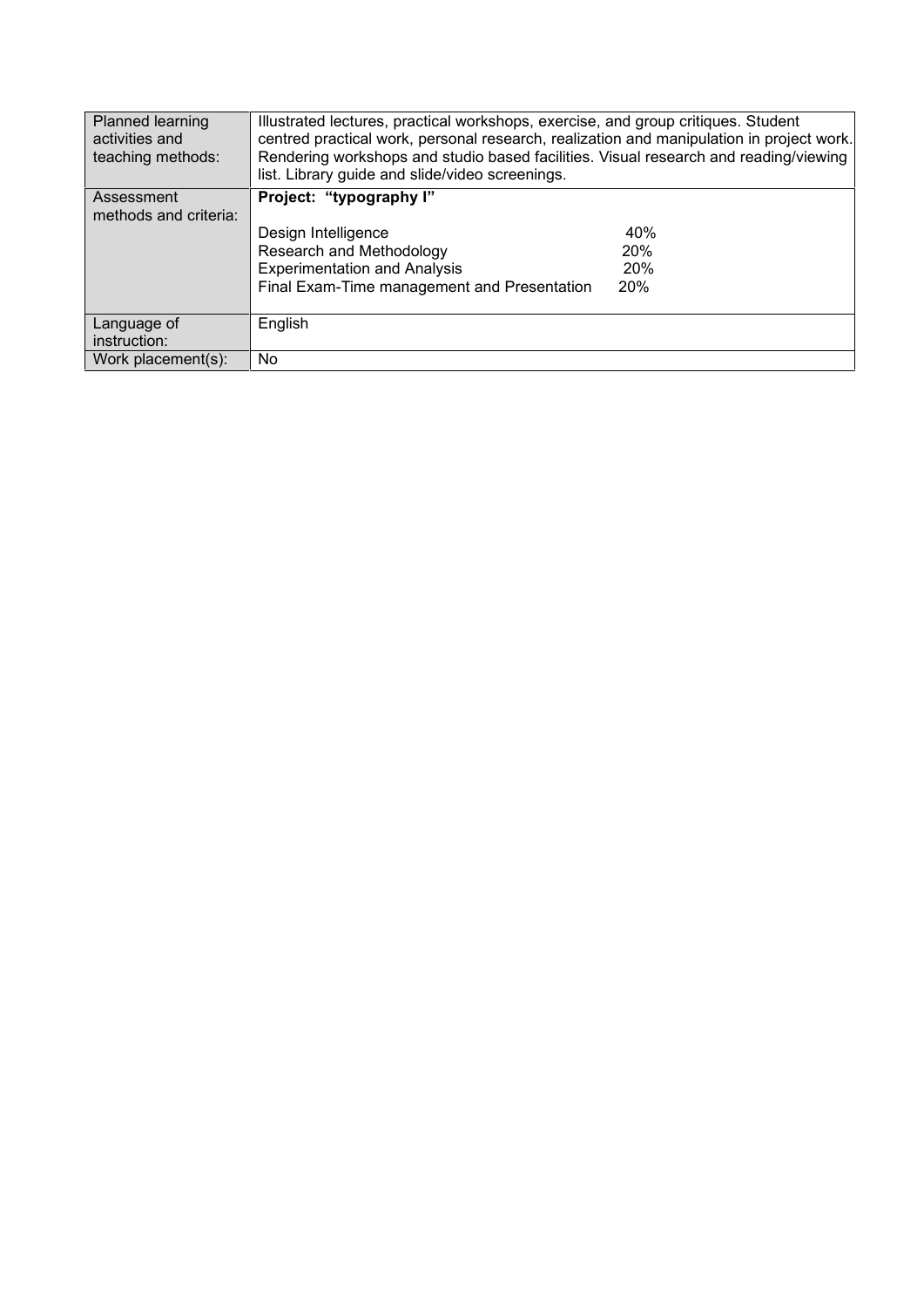| | |
|---|---|
| Planned learning activities and teaching methods: | Illustrated lectures, practical workshops, exercise, and group critiques. Student centred practical work, personal research, realization and manipulation in project work. Rendering workshops and studio based facilities. Visual research and reading/viewing list. Library guide and slide/video screenings. |
| Assessment methods and criteria: | **Project: "typography I"**<br><br>Design Intelligence 40%<br>Research and Methodology 20%<br>Experimentation and Analysis 20%<br>Final Exam-Time management and Presentation 20% |
| Language of instruction: | English |
| Work placement(s): | No |